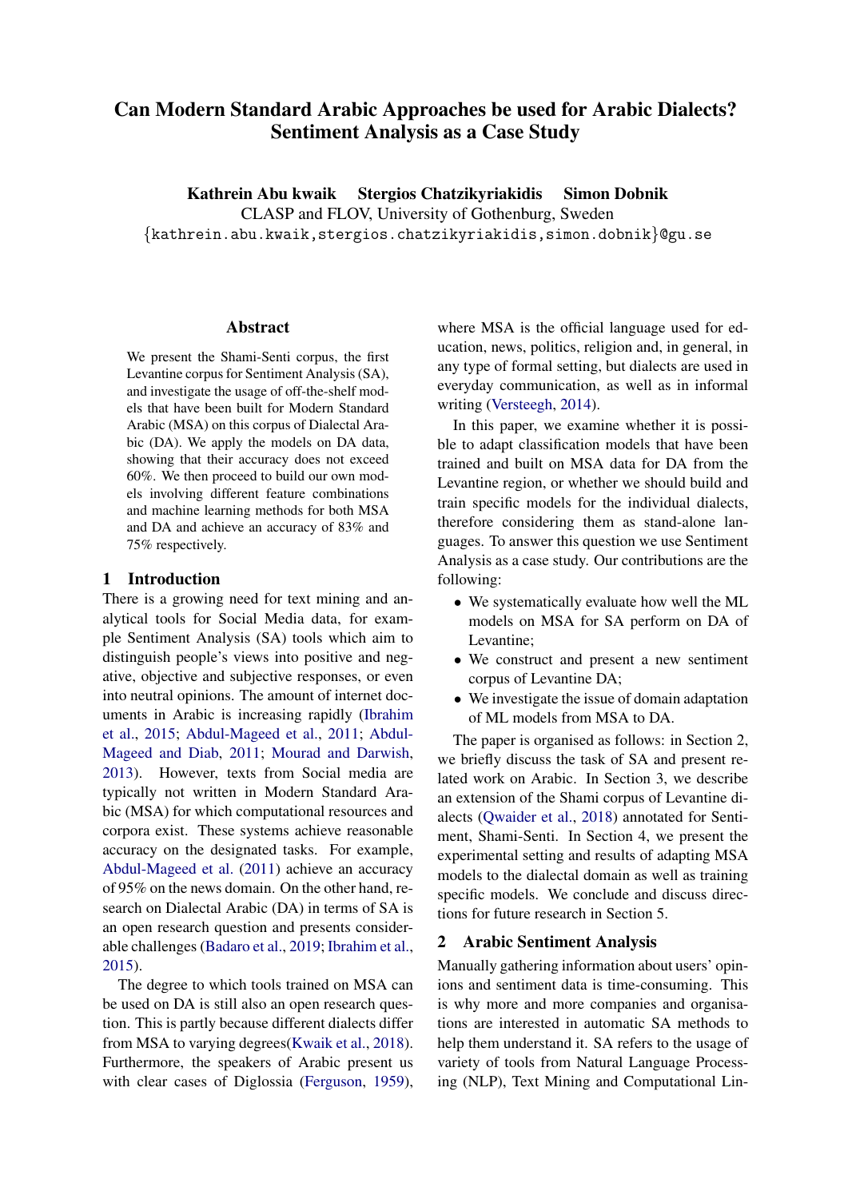# Can Modern Standard Arabic Approaches be used for Arabic Dialects? Sentiment Analysis as a Case Study

**Kathrein Abu kwaik  Stergios Chatzikyriakidis  Simon Dobnik**

CLASP and FLOV, University of Gothenburg, Sweden

{kathrein.abu.kwaik,stergios.chatzikyriakidis,simon.dobnik}@gu.se

## Abstract

We present the Shami-Senti corpus, the first Levantine corpus for Sentiment Analysis (SA), and investigate the usage of off-the-shelf models that have been built for Modern Standard Arabic (MSA) on this corpus of Dialectal Arabic (DA). We apply the models on DA data, showing that their accuracy does not exceed 60%. We then proceed to build our own models involving different feature combinations and machine learning methods for both MSA and DA and achieve an accuracy of 83% and 75% respectively.

## 1 Introduction

There is a growing need for text mining and analytical tools for Social Media data, for example Sentiment Analysis (SA) tools which aim to distinguish people's views into positive and negative, objective and subjective responses, or even into neutral opinions. The amount of internet documents in Arabic is increasing rapidly (Ibrahim et al., 2015; Abdul-Mageed et al., 2011; Abdul-Mageed and Diab, 2011; Mourad and Darwish, 2013). However, texts from Social media are typically not written in Modern Standard Arabic (MSA) for which computational resources and corpora exist. These systems achieve reasonable accuracy on the designated tasks. For example, Abdul-Mageed et al. (2011) achieve an accuracy of 95% on the news domain. On the other hand, research on Dialectal Arabic (DA) in terms of SA is an open research question and presents considerable challenges (Badaro et al., 2019; Ibrahim et al., 2015).

The degree to which tools trained on MSA can be used on DA is still also an open research question. This is partly because different dialects differ from MSA to varying degrees(Kwaik et al., 2018). Furthermore, the speakers of Arabic present us with clear cases of Diglossia (Ferguson, 1959), where MSA is the official language used for education, news, politics, religion and, in general, in any type of formal setting, but dialects are used in everyday communication, as well as in informal writing (Versteegh, 2014).

In this paper, we examine whether it is possible to adapt classification models that have been trained and built on MSA data for DA from the Levantine region, or whether we should build and train specific models for the individual dialects, therefore considering them as stand-alone languages. To answer this question we use Sentiment Analysis as a case study. Our contributions are the following:

- We systematically evaluate how well the ML models on MSA for SA perform on DA of Levantine;
- We construct and present a new sentiment corpus of Levantine DA;
- We investigate the issue of domain adaptation of ML models from MSA to DA.

The paper is organised as follows: in Section 2, we briefly discuss the task of SA and present related work on Arabic. In Section 3, we describe an extension of the Shami corpus of Levantine dialects (Qwaider et al., 2018) annotated for Sentiment, Shami-Senti. In Section 4, we present the experimental setting and results of adapting MSA models to the dialectal domain as well as training specific models. We conclude and discuss directions for future research in Section 5.

## 2 Arabic Sentiment Analysis

Manually gathering information about users' opinions and sentiment data is time-consuming. This is why more and more companies and organisations are interested in automatic SA methods to help them understand it. SA refers to the usage of variety of tools from Natural Language Processing (NLP), Text Mining and Computational Lin-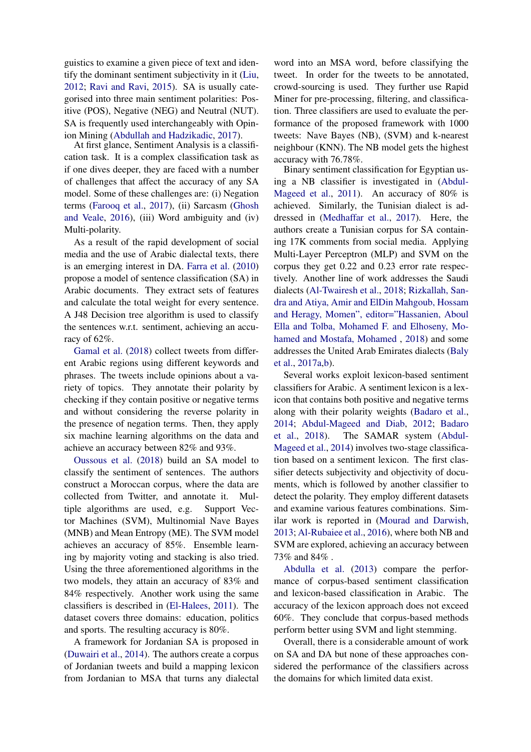guistics to examine a given piece of text and identify the dominant sentiment subjectivity in it (Liu, 2012; Ravi and Ravi, 2015). SA is usually categorised into three main sentiment polarities: Positive (POS), Negative (NEG) and Neutral (NUT). SA is frequently used interchangeably with Opinion Mining (Abdullah and Hadzikadic, 2017).

At first glance, Sentiment Analysis is a classification task. It is a complex classification task as if one dives deeper, they are faced with a number of challenges that affect the accuracy of any SA model. Some of these challenges are: (i) Negation terms (Farooq et al., 2017), (ii) Sarcasm (Ghosh and Veale, 2016), (iii) Word ambiguity and (iv) Multi-polarity.

As a result of the rapid development of social media and the use of Arabic dialectal texts, there is an emerging interest in DA. Farra et al. (2010) propose a model of sentence classification (SA) in Arabic documents. They extract sets of features and calculate the total weight for every sentence. A J48 Decision tree algorithm is used to classify the sentences w.r.t. sentiment, achieving an accuracy of 62%.

Gamal et al. (2018) collect tweets from different Arabic regions using different keywords and phrases. The tweets include opinions about a variety of topics. They annotate their polarity by checking if they contain positive or negative terms and without considering the reverse polarity in the presence of negation terms. Then, they apply six machine learning algorithms on the data and achieve an accuracy between 82% and 93%.

Oussous et al. (2018) build an SA model to classify the sentiment of sentences. The authors construct a Moroccan corpus, where the data are collected from Twitter, and annotate it. Multiple algorithms are used, e.g. Support Vector Machines (SVM), Multinomial Nave Bayes (MNB) and Mean Entropy (ME). The SVM model achieves an accuracy of 85%. Ensemble learning by majority voting and stacking is also tried. Using the three aforementioned algorithms in the two models, they attain an accuracy of 83% and 84% respectively. Another work using the same classifiers is described in (El-Halees, 2011). The dataset covers three domains: education, politics and sports. The resulting accuracy is 80%.

A framework for Jordanian SA is proposed in (Duwairi et al., 2014). The authors create a corpus of Jordanian tweets and build a mapping lexicon from Jordanian to MSA that turns any dialectal word into an MSA word, before classifying the tweet. In order for the tweets to be annotated, crowd-sourcing is used. They further use Rapid Miner for pre-processing, filtering, and classification. Three classifiers are used to evaluate the performance of the proposed framework with 1000 tweets: Nave Bayes (NB), (SVM) and k-nearest neighbour (KNN). The NB model gets the highest accuracy with 76.78%.

Binary sentiment classification for Egyptian using a NB classifier is investigated in (Abdul-Mageed et al., 2011). An accuracy of 80% is achieved. Similarly, the Tunisian dialect is addressed in (Medhaffar et al., 2017). Here, the authors create a Tunisian corpus for SA containing 17K comments from social media. Applying Multi-Layer Perceptron (MLP) and SVM on the corpus they get 0.22 and 0.23 error rate respectively. Another line of work addresses the Saudi dialects (Al-Twairesh et al., 2018; Rizkallah, Sandra and Atiya, Amir and ElDin Mahgoub, Hossam and Heragy, Momen", editor="Hassanien, Aboul Ella and Tolba, Mohamed F. and Elhoseny, Mohamed and Mostafa, Mohamed , 2018) and some addresses the United Arab Emirates dialects (Baly et al., 2017a,b).

Several works exploit lexicon-based sentiment classifiers for Arabic. A sentiment lexicon is a lexicon that contains both positive and negative terms along with their polarity weights (Badaro et al., 2014; Abdul-Mageed and Diab, 2012; Badaro et al., 2018). The SAMAR system (Abdul-Mageed et al., 2014) involves two-stage classification based on a sentiment lexicon. The first classifier detects subjectivity and objectivity of documents, which is followed by another classifier to detect the polarity. They employ different datasets and examine various features combinations. Similar work is reported in (Mourad and Darwish, 2013; Al-Rubaiee et al., 2016), where both NB and SVM are explored, achieving an accuracy between 73% and 84% .

Abdulla et al. (2013) compare the performance of corpus-based sentiment classification and lexicon-based classification in Arabic. The accuracy of the lexicon approach does not exceed 60%. They conclude that corpus-based methods perform better using SVM and light stemming.

Overall, there is a considerable amount of work on SA and DA but none of these approaches considered the performance of the classifiers across the domains for which limited data exist.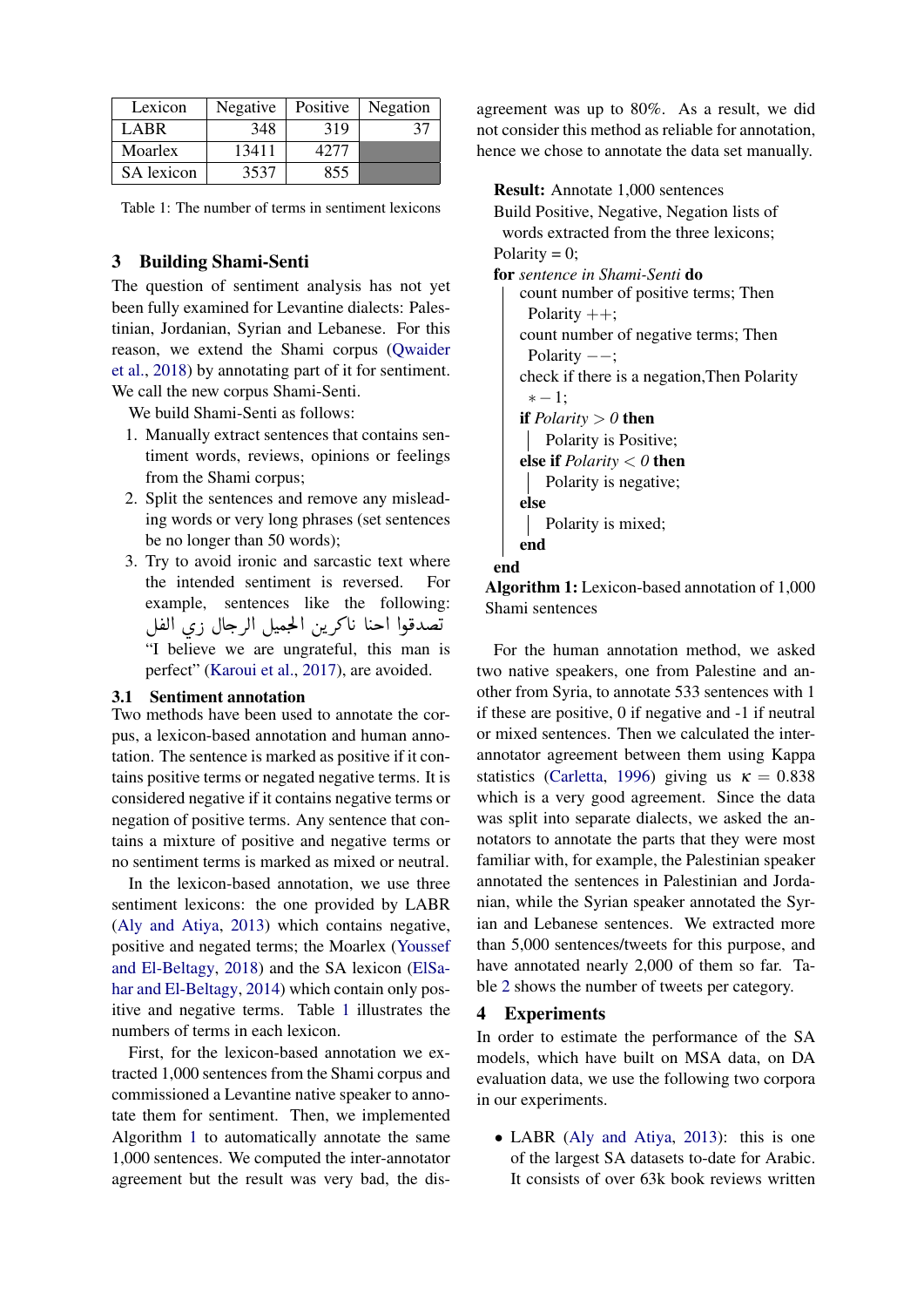| Lexicon | Negative | Positive | Negation |
|---|---|---|---|
| LABR | 348 | 319 | 37 |
| Moarlex | 13411 | 4277 | |
| SA lexicon | 3537 | 855 | |

Table 1: The number of terms in sentiment lexicons

## 3 Building Shami-Senti

The question of sentiment analysis has not yet been fully examined for Levantine dialects: Palestinian, Jordanian, Syrian and Lebanese. For this reason, we extend the Shami corpus (Qwaider et al., 2018) by annotating part of it for sentiment. We call the new corpus Shami-Senti.

We build Shami-Senti as follows:

1. Manually extract sentences that contains sentiment words, reviews, opinions or feelings from the Shami corpus;
2. Split the sentences and remove any misleading words or very long phrases (set sentences be no longer than 50 words);
3. Try to avoid ironic and sarcastic text where the intended sentiment is reversed. For example, sentences like the following: تصدقوا احنا ناكرين الجميل الرجال زي الفل "I believe we are ungrateful, this man is perfect" (Karoui et al., 2017), are avoided.

### 3.1 Sentiment annotation

Two methods have been used to annotate the corpus, a lexicon-based annotation and human annotation. The sentence is marked as positive if it contains positive terms or negated negative terms. It is considered negative if it contains negative terms or negation of positive terms. Any sentence that contains a mixture of positive and negative terms or no sentiment terms is marked as mixed or neutral.

In the lexicon-based annotation, we use three sentiment lexicons: the one provided by LABR (Aly and Atiya, 2013) which contains negative, positive and negated terms; the Moarlex (Youssef and El-Beltagy, 2018) and the SA lexicon (ElSahar and El-Beltagy, 2014) which contain only positive and negative terms. Table 1 illustrates the numbers of terms in each lexicon.

First, for the lexicon-based annotation we extracted 1,000 sentences from the Shami corpus and commissioned a Levantine native speaker to annotate them for sentiment. Then, we implemented Algorithm 1 to automatically annotate the same 1,000 sentences. We computed the inter-annotator agreement but the result was very bad, the disagreement was up to 80%. As a result, we did not consider this method as reliable for annotation, hence we chose to annotate the data set manually.

```
Result: Annotate 1,000 sentences
Build Positive, Negative, Negation lists of
  words extracted from the three lexicons;
Polarity = 0;
for sentence in Shami-Senti do
    count number of positive terms; Then
      Polarity ++;
    count number of negative terms; Then
      Polarity −−;
    check if there is a negation,Then Polarity
      ∗−1;
    if Polarity > 0 then
        Polarity is Positive;
    else if Polarity < 0 then
        Polarity is negative;
    else
        Polarity is mixed;
    end
end
```

**Algorithm 1:** Lexicon-based annotation of 1,000 Shami sentences

For the human annotation method, we asked two native speakers, one from Palestine and another from Syria, to annotate 533 sentences with 1 if these are positive, 0 if negative and -1 if neutral or mixed sentences. Then we calculated the inter-annotator agreement between them using Kappa statistics (Carletta, 1996) giving us $\kappa = 0.838$ which is a very good agreement. Since the data was split into separate dialects, we asked the annotators to annotate the parts that they were most familiar with, for example, the Palestinian speaker annotated the sentences in Palestinian and Jordanian, while the Syrian speaker annotated the Syrian and Lebanese sentences. We extracted more than 5,000 sentences/tweets for this purpose, and have annotated nearly 2,000 of them so far. Table 2 shows the number of tweets per category.

## 4 Experiments

In order to estimate the performance of the SA models, which have built on MSA data, on DA evaluation data, we use the following two corpora in our experiments.

- LABR (Aly and Atiya, 2013): this is one of the largest SA datasets to-date for Arabic. It consists of over 63k book reviews written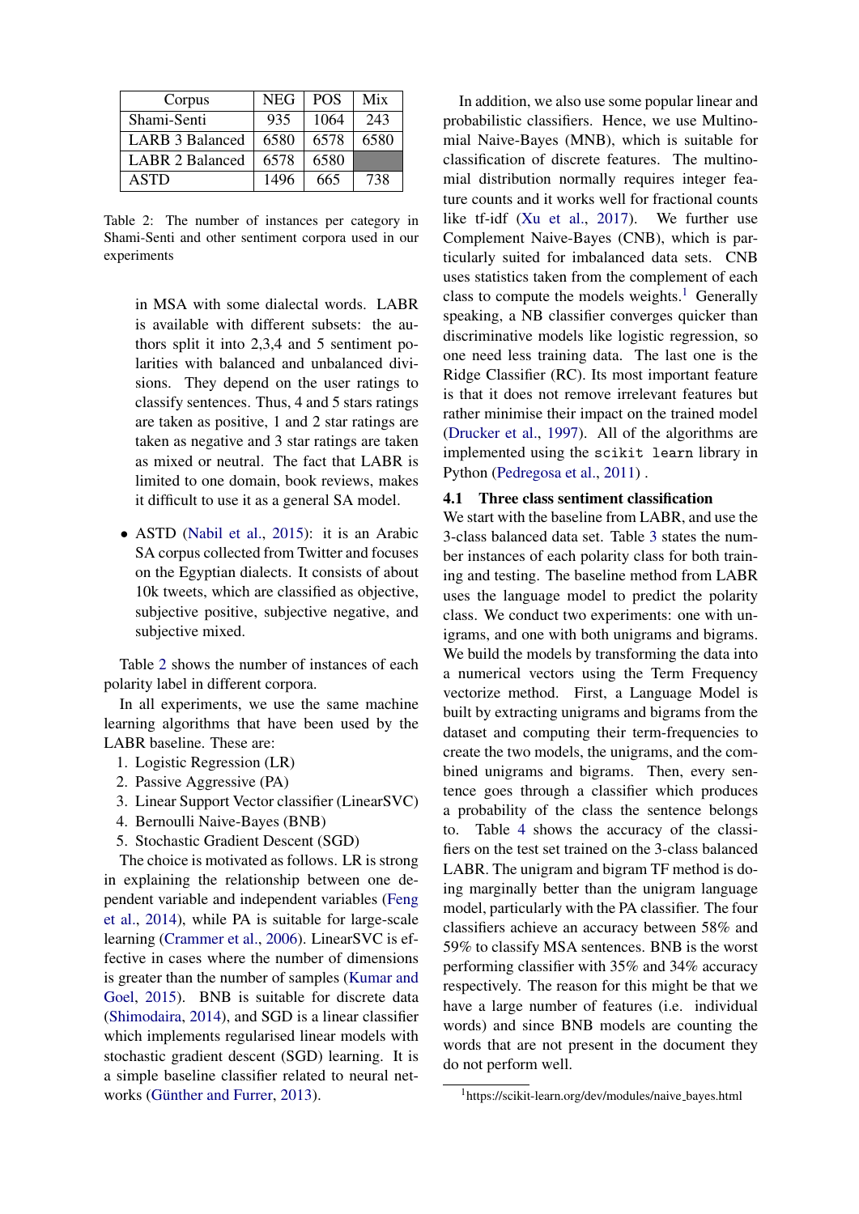| Corpus | NEG | POS | Mix |
|---|---|---|---|
| Shami-Senti | 935 | 1064 | 243 |
| LARB 3 Balanced | 6580 | 6578 | 6580 |
| LABR 2 Balanced | 6578 | 6580 | |
| ASTD | 1496 | 665 | 738 |

Table 2: The number of instances per category in Shami-Senti and other sentiment corpora used in our experiments

in MSA with some dialectal words. LABR is available with different subsets: the authors split it into 2,3,4 and 5 sentiment polarities with balanced and unbalanced divisions. They depend on the user ratings to classify sentences. Thus, 4 and 5 stars ratings are taken as positive, 1 and 2 star ratings are taken as negative and 3 star ratings are taken as mixed or neutral. The fact that LABR is limited to one domain, book reviews, makes it difficult to use it as a general SA model.

- ASTD (Nabil et al., 2015): it is an Arabic SA corpus collected from Twitter and focuses on the Egyptian dialects. It consists of about 10k tweets, which are classified as objective, subjective positive, subjective negative, and subjective mixed.

Table 2 shows the number of instances of each polarity label in different corpora.

In all experiments, we use the same machine learning algorithms that have been used by the LABR baseline. These are:

1. Logistic Regression (LR)
2. Passive Aggressive (PA)
3. Linear Support Vector classifier (LinearSVC)
4. Bernoulli Naive-Bayes (BNB)
5. Stochastic Gradient Descent (SGD)

The choice is motivated as follows. LR is strong in explaining the relationship between one dependent variable and independent variables (Feng et al., 2014), while PA is suitable for large-scale learning (Crammer et al., 2006). LinearSVC is effective in cases where the number of dimensions is greater than the number of samples (Kumar and Goel, 2015). BNB is suitable for discrete data (Shimodaira, 2014), and SGD is a linear classifier which implements regularised linear models with stochastic gradient descent (SGD) learning. It is a simple baseline classifier related to neural networks (Günther and Furrer, 2013).

In addition, we also use some popular linear and probabilistic classifiers. Hence, we use Multinomial Naive-Bayes (MNB), which is suitable for classification of discrete features. The multinomial distribution normally requires integer feature counts and it works well for fractional counts like tf-idf (Xu et al., 2017). We further use Complement Naive-Bayes (CNB), which is particularly suited for imbalanced data sets. CNB uses statistics taken from the complement of each class to compute the models weights.[1] Generally speaking, a NB classifier converges quicker than discriminative models like logistic regression, so one need less training data. The last one is the Ridge Classifier (RC). Its most important feature is that it does not remove irrelevant features but rather minimise their impact on the trained model (Drucker et al., 1997). All of the algorithms are implemented using the `scikit learn` library in Python (Pedregosa et al., 2011) .

### 4.1 Three class sentiment classification

We start with the baseline from LABR, and use the 3-class balanced data set. Table 3 states the number instances of each polarity class for both training and testing. The baseline method from LABR uses the language model to predict the polarity class. We conduct two experiments: one with unigrams, and one with both unigrams and bigrams. We build the models by transforming the data into a numerical vectors using the Term Frequency vectorize method. First, a Language Model is built by extracting unigrams and bigrams from the dataset and computing their term-frequencies to create the two models, the unigrams, and the combined unigrams and bigrams. Then, every sentence goes through a classifier which produces a probability of the class the sentence belongs to. Table 4 shows the accuracy of the classifiers on the test set trained on the 3-class balanced LABR. The unigram and bigram TF method is doing marginally better than the unigram language model, particularly with the PA classifier. The four classifiers achieve an accuracy between 58% and 59% to classify MSA sentences. BNB is the worst performing classifier with 35% and 34% accuracy respectively. The reason for this might be that we have a large number of features (i.e. individual words) and since BNB models are counting the words that are not present in the document they do not perform well.

[1] https://scikit-learn.org/dev/modules/naive_bayes.html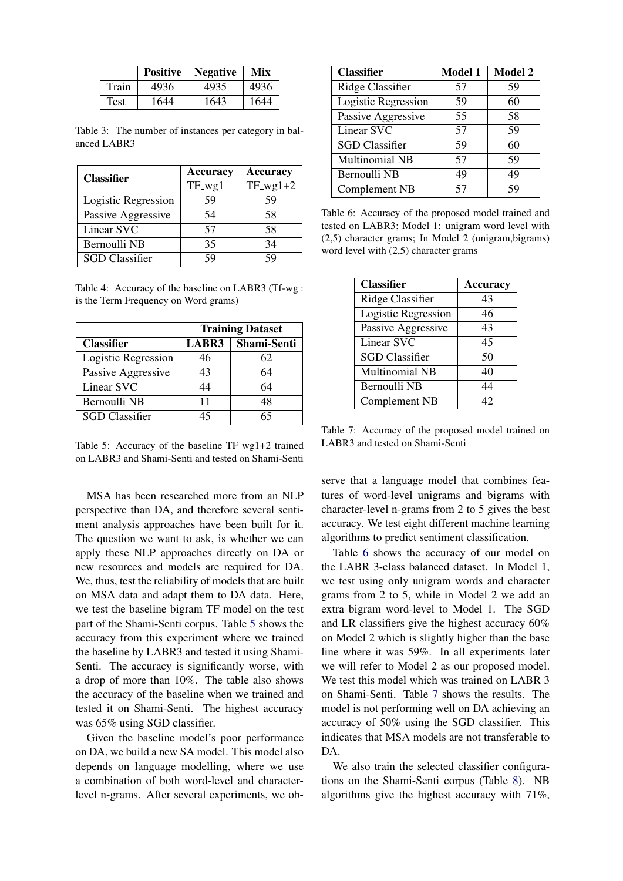|  | Positive | Negative | Mix |
|---|---|---|---|
| Train | 4936 | 4935 | 4936 |
| Test | 1644 | 1643 | 1644 |

Table 3: The number of instances per category in balanced LABR3

| Classifier | Accuracy TF_wg1 | Accuracy TF_wg1+2 |
|---|---|---|
| Logistic Regression | 59 | 59 |
| Passive Aggressive | 54 | 58 |
| Linear SVC | 57 | 58 |
| Bernoulli NB | 35 | 34 |
| SGD Classifier | 59 | 59 |

Table 4: Accuracy of the baseline on LABR3 (Tf-wg : is the Term Frequency on Word grams)

|  | Training Dataset | |
|---|---|---|
| Classifier | LABR3 | Shami-Senti |
| Logistic Regression | 46 | 62 |
| Passive Aggressive | 43 | 64 |
| Linear SVC | 44 | 64 |
| Bernoulli NB | 11 | 48 |
| SGD Classifier | 45 | 65 |

Table 5: Accuracy of the baseline TF_wg1+2 trained on LABR3 and Shami-Senti and tested on Shami-Senti

MSA has been researched more from an NLP perspective than DA, and therefore several sentiment analysis approaches have been built for it. The question we want to ask, is whether we can apply these NLP approaches directly on DA or new resources and models are required for DA. We, thus, test the reliability of models that are built on MSA data and adapt them to DA data. Here, we test the baseline bigram TF model on the test part of the Shami-Senti corpus. Table 5 shows the accuracy from this experiment where we trained the baseline by LABR3 and tested it using Shami-Senti. The accuracy is significantly worse, with a drop of more than 10%. The table also shows the accuracy of the baseline when we trained and tested it on Shami-Senti. The highest accuracy was 65% using SGD classifier.

Given the baseline model's poor performance on DA, we build a new SA model. This model also depends on language modelling, where we use a combination of both word-level and character-level n-grams. After several experiments, we observe that a language model that combines features of word-level unigrams and bigrams with character-level n-grams from 2 to 5 gives the best accuracy. We test eight different machine learning algorithms to predict sentiment classification.

| Classifier | Model 1 | Model 2 |
|---|---|---|
| Ridge Classifier | 57 | 59 |
| Logistic Regression | 59 | 60 |
| Passive Aggressive | 55 | 58 |
| Linear SVC | 57 | 59 |
| SGD Classifier | 59 | 60 |
| Multinomial NB | 57 | 59 |
| Bernoulli NB | 49 | 49 |
| Complement NB | 57 | 59 |

Table 6: Accuracy of the proposed model trained and tested on LABR3; Model 1: unigram word level with (2,5) character grams; In Model 2 (unigram,bigrams) word level with (2,5) character grams

| Classifier | Accuracy |
|---|---|
| Ridge Classifier | 43 |
| Logistic Regression | 46 |
| Passive Aggressive | 43 |
| Linear SVC | 45 |
| SGD Classifier | 50 |
| Multinomial NB | 40 |
| Bernoulli NB | 44 |
| Complement NB | 42 |

Table 7: Accuracy of the proposed model trained on LABR3 and tested on Shami-Senti

Table 6 shows the accuracy of our model on the LABR 3-class balanced dataset. In Model 1, we test using only unigram words and character grams from 2 to 5, while in Model 2 we add an extra bigram word-level to Model 1. The SGD and LR classifiers give the highest accuracy 60% on Model 2 which is slightly higher than the base line where it was 59%. In all experiments later we will refer to Model 2 as our proposed model. We test this model which was trained on LABR 3 on Shami-Senti. Table 7 shows the results. The model is not performing well on DA achieving an accuracy of 50% using the SGD classifier. This indicates that MSA models are not transferable to DA.

We also train the selected classifier configurations on the Shami-Senti corpus (Table 8). NB algorithms give the highest accuracy with 71%,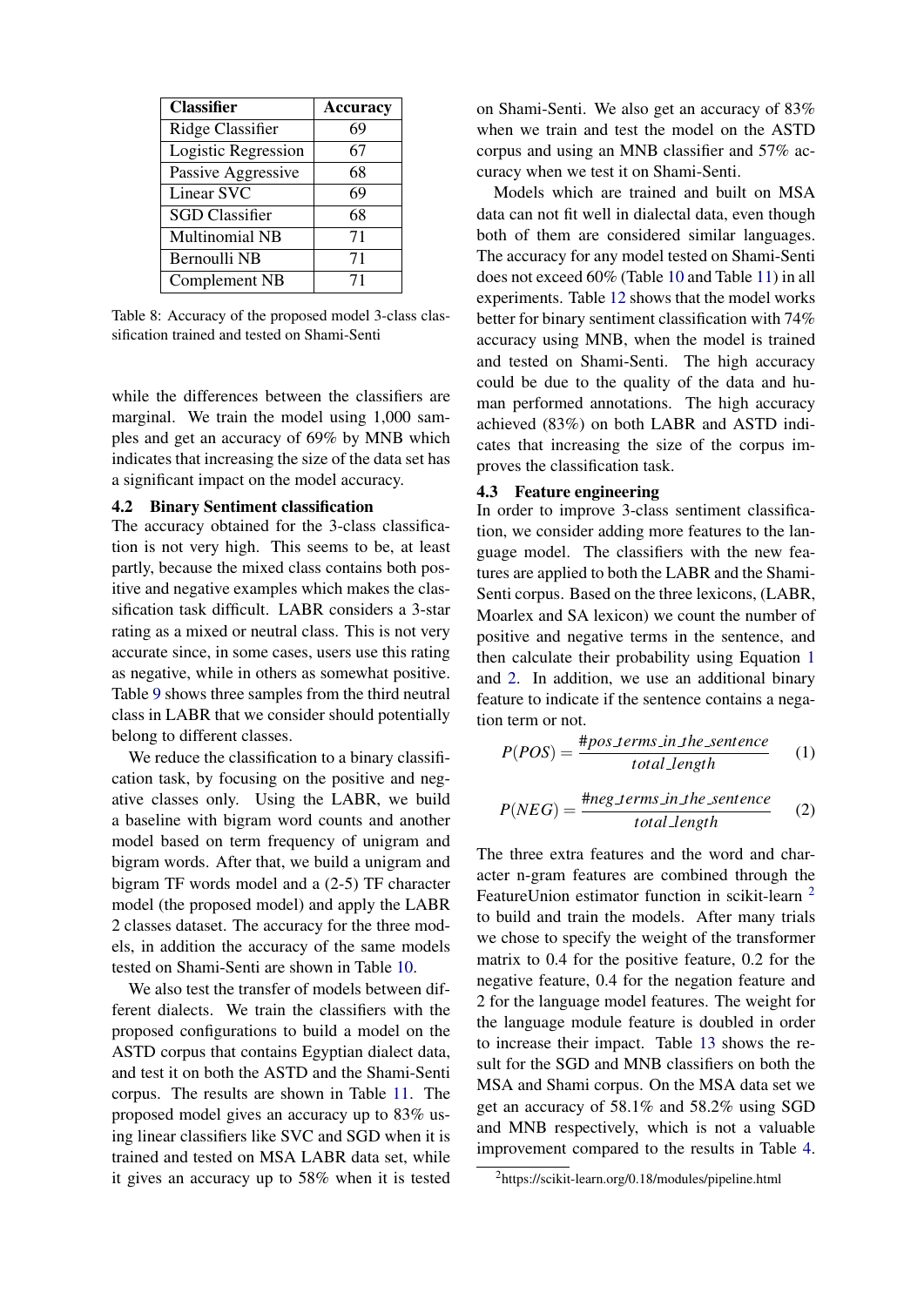| Classifier | Accuracy |
|---|---|
| Ridge Classifier | 69 |
| Logistic Regression | 67 |
| Passive Aggressive | 68 |
| Linear SVC | 69 |
| SGD Classifier | 68 |
| Multinomial NB | 71 |
| Bernoulli NB | 71 |
| Complement NB | 71 |

Table 8: Accuracy of the proposed model 3-class classification trained and tested on Shami-Senti

while the differences between the classifiers are marginal. We train the model using 1,000 samples and get an accuracy of 69% by MNB which indicates that increasing the size of the data set has a significant impact on the model accuracy.

### 4.2 Binary Sentiment classification

The accuracy obtained for the 3-class classification is not very high. This seems to be, at least partly, because the mixed class contains both positive and negative examples which makes the classification task difficult. LABR considers a 3-star rating as a mixed or neutral class. This is not very accurate since, in some cases, users use this rating as negative, while in others as somewhat positive. Table 9 shows three samples from the third neutral class in LABR that we consider should potentially belong to different classes.

We reduce the classification to a binary classification task, by focusing on the positive and negative classes only. Using the LABR, we build a baseline with bigram word counts and another model based on term frequency of unigram and bigram words. After that, we build a unigram and bigram TF words model and a (2-5) TF character model (the proposed model) and apply the LABR 2 classes dataset. The accuracy for the three models, in addition the accuracy of the same models tested on Shami-Senti are shown in Table 10.

We also test the transfer of models between different dialects. We train the classifiers with the proposed configurations to build a model on the ASTD corpus that contains Egyptian dialect data, and test it on both the ASTD and the Shami-Senti corpus. The results are shown in Table 11. The proposed model gives an accuracy up to 83% using linear classifiers like SVC and SGD when it is trained and tested on MSA LABR data set, while it gives an accuracy up to 58% when it is tested on Shami-Senti. We also get an accuracy of 83% when we train and test the model on the ASTD corpus and using an MNB classifier and 57% accuracy when we test it on Shami-Senti.

Models which are trained and built on MSA data can not fit well in dialectal data, even though both of them are considered similar languages. The accuracy for any model tested on Shami-Senti does not exceed 60% (Table 10 and Table 11) in all experiments. Table 12 shows that the model works better for binary sentiment classification with 74% accuracy using MNB, when the model is trained and tested on Shami-Senti. The high accuracy could be due to the quality of the data and human performed annotations. The high accuracy achieved (83%) on both LABR and ASTD indicates that increasing the size of the corpus improves the classification task.

### 4.3 Feature engineering

In order to improve 3-class sentiment classification, we consider adding more features to the language model. The classifiers with the new features are applied to both the LABR and the Shami-Senti corpus. Based on the three lexicons, (LABR, Moarlex and SA lexicon) we count the number of positive and negative terms in the sentence, and then calculate their probability using Equation 1 and 2. In addition, we use an additional binary feature to indicate if the sentence contains a negation term or not.

$$P(POS) = \frac{\#pos\_terms\_in\_the\_sentence}{total\_length} \quad (1)$$

$$P(NEG) = \frac{\#neg\_terms\_in\_the\_sentence}{total\_length} \quad (2)$$

The three extra features and the word and character n-gram features are combined through the FeatureUnion estimator function in scikit-learn [2] to build and train the models. After many trials we chose to specify the weight of the transformer matrix to 0.4 for the positive feature, 0.2 for the negative feature, 0.4 for the negation feature and 2 for the language model features. The weight for the language module feature is doubled in order to increase their impact. Table 13 shows the result for the SGD and MNB classifiers on both the MSA and Shami corpus. On the MSA data set we get an accuracy of 58.1% and 58.2% using SGD and MNB respectively, which is not a valuable improvement compared to the results in Table 4.

[2] https://scikit-learn.org/0.18/modules/pipeline.html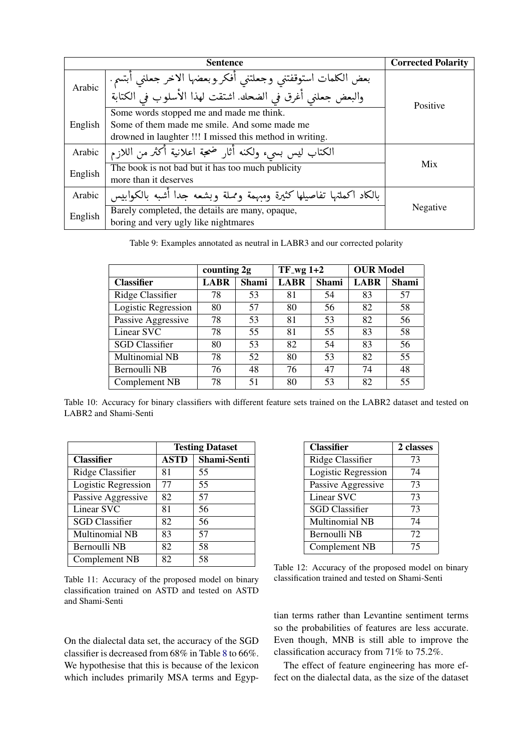| Sentence | | Corrected Polarity |
|---|---|---|
| Arabic | بعض الكلمات استوقفتني وجعلتني أفكر.وبعضها الاخر جعلني أبتسم. والبعض جعلني أغرق في الضحك. اشتقت لهذا الأسلوب في الكتابة | Positive |
| English | Some words stopped me and made me think. Some of them made me smile. And some made me drowned in laughter !!! I missed this method in writing. | |
| Arabic | الكتاب ليس بسيء ولكنه أثار ضجة اعلانية أكثر من اللازم | Mix |
| English | The book is not bad but it has too much publicity more than it deserves | |
| Arabic | بالكاد اكملتها تفاصيلها كثيرة ومبهمة ومملة وبشعه جدا أشبه بالكوابيس | Negative |
| English | Barely completed, the details are many, opaque, boring and very ugly like nightmares | |

Table 9: Examples annotated as neutral in LABR3 and our corrected polarity

| | counting 2g | | TF_wg 1+2 | | OUR Model | |
|---|---|---|---|---|---|---|
| **Classifier** | **LABR** | **Shami** | **LABR** | **Shami** | **LABR** | **Shami** |
| Ridge Classifier | 78 | 53 | 81 | 54 | 83 | 57 |
| Logistic Regression | 80 | 57 | 80 | 56 | 82 | 58 |
| Passive Aggressive | 78 | 53 | 81 | 53 | 82 | 56 |
| Linear SVC | 78 | 55 | 81 | 55 | 83 | 58 |
| SGD Classifier | 80 | 53 | 82 | 54 | 83 | 56 |
| Multinomial NB | 78 | 52 | 80 | 53 | 82 | 55 |
| Bernoulli NB | 76 | 48 | 76 | 47 | 74 | 48 |
| Complement NB | 78 | 51 | 80 | 53 | 82 | 55 |

Table 10: Accuracy for binary classifiers with different feature sets trained on the LABR2 dataset and tested on LABR2 and Shami-Senti

| | Testing Dataset | |
|---|---|---|
| **Classifier** | **ASTD** | **Shami-Senti** |
| Ridge Classifier | 81 | 55 |
| Logistic Regression | 77 | 55 |
| Passive Aggressive | 82 | 57 |
| Linear SVC | 81 | 56 |
| SGD Classifier | 82 | 56 |
| Multinomial NB | 83 | 57 |
| Bernoulli NB | 82 | 58 |
| Complement NB | 82 | 58 |

Table 11: Accuracy of the proposed model on binary classification trained on ASTD and tested on ASTD and Shami-Senti

| Classifier | 2 classes |
|---|---|
| Ridge Classifier | 73 |
| Logistic Regression | 74 |
| Passive Aggressive | 73 |
| Linear SVC | 73 |
| SGD Classifier | 73 |
| Multinomial NB | 74 |
| Bernoulli NB | 72 |
| Complement NB | 75 |

Table 12: Accuracy of the proposed model on binary classification trained and tested on Shami-Senti

On the dialectal data set, the accuracy of the SGD classifier is decreased from 68% in Table 8 to 66%. We hypothesise that this is because of the lexicon which includes primarily MSA terms and Egyptian terms rather than Levantine sentiment terms so the probabilities of features are less accurate. Even though, MNB is still able to improve the classification accuracy from 71% to 75.2%.

The effect of feature engineering has more effect on the dialectal data, as the size of the dataset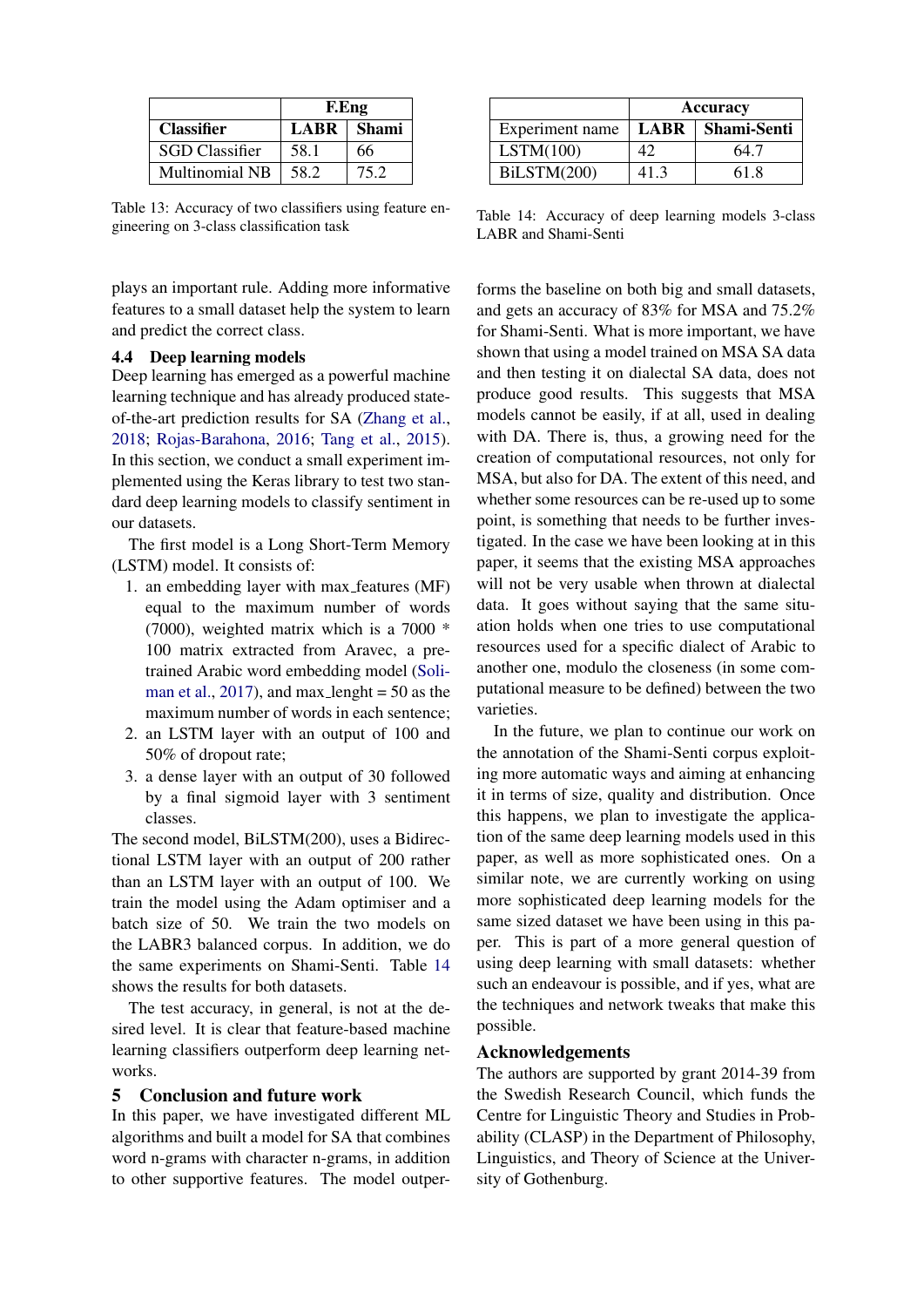| | F.Eng | |
|---|---|---|
| **Classifier** | **LABR** | **Shami** |
| SGD Classifier | 58.1 | 66 |
| Multinomial NB | 58.2 | 75.2 |

Table 13: Accuracy of two classifiers using feature engineering on 3-class classification task

| | Accuracy | |
|---|---|---|
| Experiment name | **LABR** | **Shami-Senti** |
| LSTM(100) | 42 | 64.7 |
| BiLSTM(200) | 41.3 | 61.8 |

Table 14: Accuracy of deep learning models 3-class LABR and Shami-Senti

plays an important rule. Adding more informative features to a small dataset help the system to learn and predict the correct class.

### 4.4 Deep learning models

Deep learning has emerged as a powerful machine learning technique and has already produced state-of-the-art prediction results for SA (Zhang et al., 2018; Rojas-Barahona, 2016; Tang et al., 2015). In this section, we conduct a small experiment implemented using the Keras library to test two standard deep learning models to classify sentiment in our datasets.

The first model is a Long Short-Term Memory (LSTM) model. It consists of:

1. an embedding layer with max_features (MF) equal to the maximum number of words (7000), weighted matrix which is a 7000 * 100 matrix extracted from Aravec, a pre-trained Arabic word embedding model (Soliman et al., 2017), and max_lenght = 50 as the maximum number of words in each sentence;
2. an LSTM layer with an output of 100 and 50% of dropout rate;
3. a dense layer with an output of 30 followed by a final sigmoid layer with 3 sentiment classes.

The second model, BiLSTM(200), uses a Bidirectional LSTM layer with an output of 200 rather than an LSTM layer with an output of 100. We train the model using the Adam optimiser and a batch size of 50. We train the two models on the LABR3 balanced corpus. In addition, we do the same experiments on Shami-Senti. Table 14 shows the results for both datasets.

The test accuracy, in general, is not at the desired level. It is clear that feature-based machine learning classifiers outperform deep learning networks.

## 5 Conclusion and future work

In this paper, we have investigated different ML algorithms and built a model for SA that combines word n-grams with character n-grams, in addition to other supportive features. The model outperforms the baseline on both big and small datasets, and gets an accuracy of 83% for MSA and 75.2% for Shami-Senti. What is more important, we have shown that using a model trained on MSA SA data and then testing it on dialectal SA data, does not produce good results. This suggests that MSA models cannot be easily, if at all, used in dealing with DA. There is, thus, a growing need for the creation of computational resources, not only for MSA, but also for DA. The extent of this need, and whether some resources can be re-used up to some point, is something that needs to be further investigated. In the case we have been looking at in this paper, it seems that the existing MSA approaches will not be very usable when thrown at dialectal data. It goes without saying that the same situation holds when one tries to use computational resources used for a specific dialect of Arabic to another one, modulo the closeness (in some computational measure to be defined) between the two varieties.

In the future, we plan to continue our work on the annotation of the Shami-Senti corpus exploiting more automatic ways and aiming at enhancing it in terms of size, quality and distribution. Once this happens, we plan to investigate the application of the same deep learning models used in this paper, as well as more sophisticated ones. On a similar note, we are currently working on using more sophisticated deep learning models for the same sized dataset we have been using in this paper. This is part of a more general question of using deep learning with small datasets: whether such an endeavour is possible, and if yes, what are the techniques and network tweaks that make this possible.

## Acknowledgements

The authors are supported by grant 2014-39 from the Swedish Research Council, which funds the Centre for Linguistic Theory and Studies in Probability (CLASP) in the Department of Philosophy, Linguistics, and Theory of Science at the University of Gothenburg.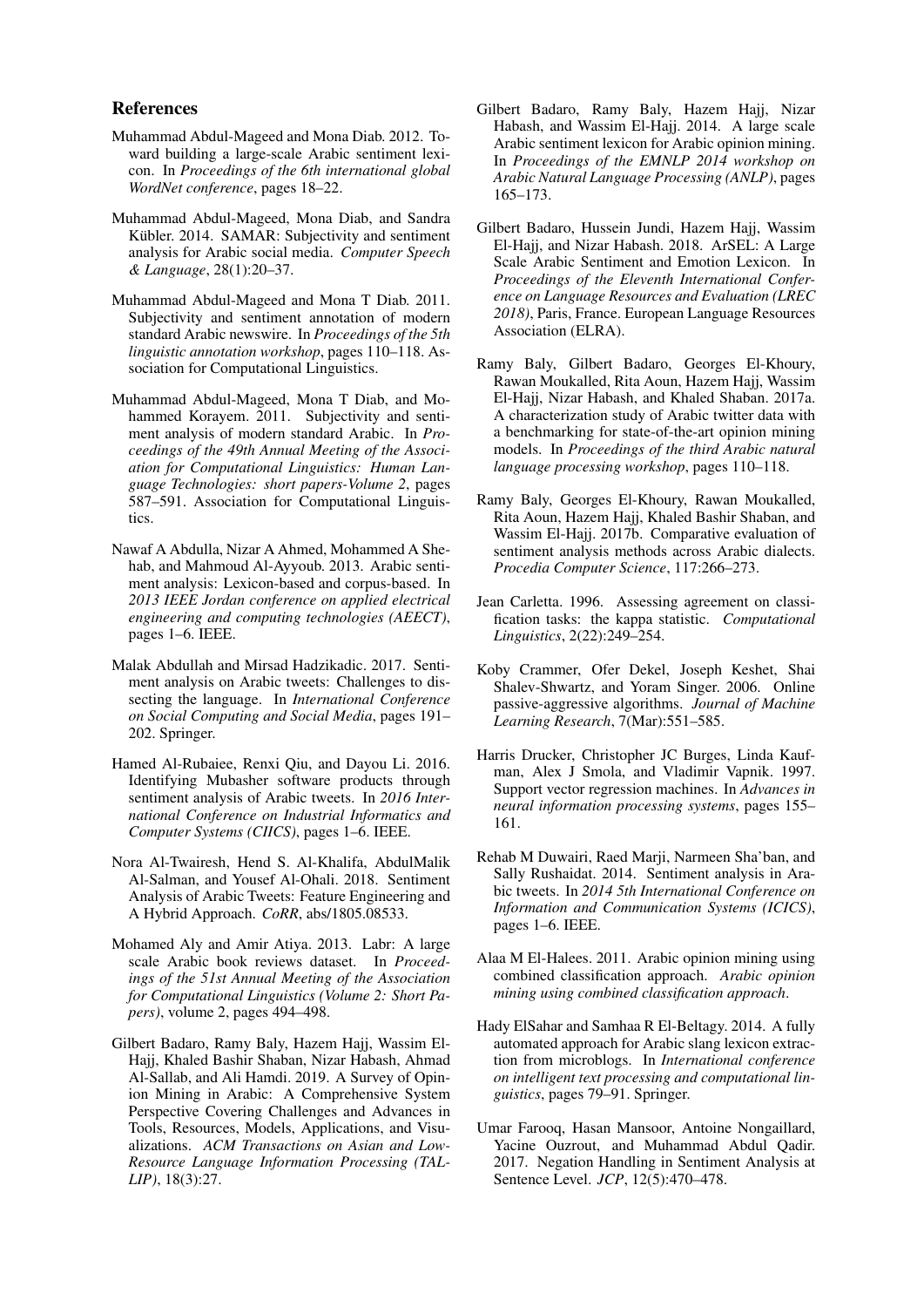## References

Muhammad Abdul-Mageed and Mona Diab. 2012. Toward building a large-scale Arabic sentiment lexicon. In *Proceedings of the 6th international global WordNet conference*, pages 18–22.

Muhammad Abdul-Mageed, Mona Diab, and Sandra Kübler. 2014. SAMAR: Subjectivity and sentiment analysis for Arabic social media. *Computer Speech & Language*, 28(1):20–37.

Muhammad Abdul-Mageed and Mona T Diab. 2011. Subjectivity and sentiment annotation of modern standard Arabic newswire. In *Proceedings of the 5th linguistic annotation workshop*, pages 110–118. Association for Computational Linguistics.

Muhammad Abdul-Mageed, Mona T Diab, and Mohammed Korayem. 2011. Subjectivity and sentiment analysis of modern standard Arabic. In *Proceedings of the 49th Annual Meeting of the Association for Computational Linguistics: Human Language Technologies: short papers-Volume 2*, pages 587–591. Association for Computational Linguistics.

Nawaf A Abdulla, Nizar A Ahmed, Mohammed A Shehab, and Mahmoud Al-Ayyoub. 2013. Arabic sentiment analysis: Lexicon-based and corpus-based. In *2013 IEEE Jordan conference on applied electrical engineering and computing technologies (AEECT)*, pages 1–6. IEEE.

Malak Abdullah and Mirsad Hadzikadic. 2017. Sentiment analysis on Arabic tweets: Challenges to dissecting the language. In *International Conference on Social Computing and Social Media*, pages 191–202. Springer.

Hamed Al-Rubaiee, Renxi Qiu, and Dayou Li. 2016. Identifying Mubasher software products through sentiment analysis of Arabic tweets. In *2016 International Conference on Industrial Informatics and Computer Systems (CIICS)*, pages 1–6. IEEE.

Nora Al-Twairesh, Hend S. Al-Khalifa, AbdulMalik Al-Salman, and Yousef Al-Ohali. 2018. Sentiment Analysis of Arabic Tweets: Feature Engineering and A Hybrid Approach. *CoRR*, abs/1805.08533.

Mohamed Aly and Amir Atiya. 2013. Labr: A large scale Arabic book reviews dataset. In *Proceedings of the 51st Annual Meeting of the Association for Computational Linguistics (Volume 2: Short Papers)*, volume 2, pages 494–498.

Gilbert Badaro, Ramy Baly, Hazem Hajj, Wassim El-Hajj, Khaled Bashir Shaban, Nizar Habash, Ahmad Al-Sallab, and Ali Hamdi. 2019. A Survey of Opinion Mining in Arabic: A Comprehensive System Perspective Covering Challenges and Advances in Tools, Resources, Models, Applications, and Visualizations. *ACM Transactions on Asian and Low-Resource Language Information Processing (TALLIP)*, 18(3):27.

Gilbert Badaro, Ramy Baly, Hazem Hajj, Nizar Habash, and Wassim El-Hajj. 2014. A large scale Arabic sentiment lexicon for Arabic opinion mining. In *Proceedings of the EMNLP 2014 workshop on Arabic Natural Language Processing (ANLP)*, pages 165–173.

Gilbert Badaro, Hussein Jundi, Hazem Hajj, Wassim El-Hajj, and Nizar Habash. 2018. ArSEL: A Large Scale Arabic Sentiment and Emotion Lexicon. In *Proceedings of the Eleventh International Conference on Language Resources and Evaluation (LREC 2018)*, Paris, France. European Language Resources Association (ELRA).

Ramy Baly, Gilbert Badaro, Georges El-Khoury, Rawan Moukalled, Rita Aoun, Hazem Hajj, Wassim El-Hajj, Nizar Habash, and Khaled Shaban. 2017a. A characterization study of Arabic twitter data with a benchmarking for state-of-the-art opinion mining models. In *Proceedings of the third Arabic natural language processing workshop*, pages 110–118.

Ramy Baly, Georges El-Khoury, Rawan Moukalled, Rita Aoun, Hazem Hajj, Khaled Bashir Shaban, and Wassim El-Hajj. 2017b. Comparative evaluation of sentiment analysis methods across Arabic dialects. *Procedia Computer Science*, 117:266–273.

Jean Carletta. 1996. Assessing agreement on classification tasks: the kappa statistic. *Computational Linguistics*, 2(22):249–254.

Koby Crammer, Ofer Dekel, Joseph Keshet, Shai Shalev-Shwartz, and Yoram Singer. 2006. Online passive-aggressive algorithms. *Journal of Machine Learning Research*, 7(Mar):551–585.

Harris Drucker, Christopher JC Burges, Linda Kaufman, Alex J Smola, and Vladimir Vapnik. 1997. Support vector regression machines. In *Advances in neural information processing systems*, pages 155–161.

Rehab M Duwairi, Raed Marji, Narmeen Sha'ban, and Sally Rushaidat. 2014. Sentiment analysis in Arabic tweets. In *2014 5th International Conference on Information and Communication Systems (ICICS)*, pages 1–6. IEEE.

Alaa M El-Halees. 2011. Arabic opinion mining using combined classification approach. *Arabic opinion mining using combined classification approach*.

Hady ElSahar and Samhaa R El-Beltagy. 2014. A fully automated approach for Arabic slang lexicon extraction from microblogs. In *International conference on intelligent text processing and computational linguistics*, pages 79–91. Springer.

Umar Farooq, Hasan Mansoor, Antoine Nongaillard, Yacine Ouzrout, and Muhammad Abdul Qadir. 2017. Negation Handling in Sentiment Analysis at Sentence Level. *JCP*, 12(5):470–478.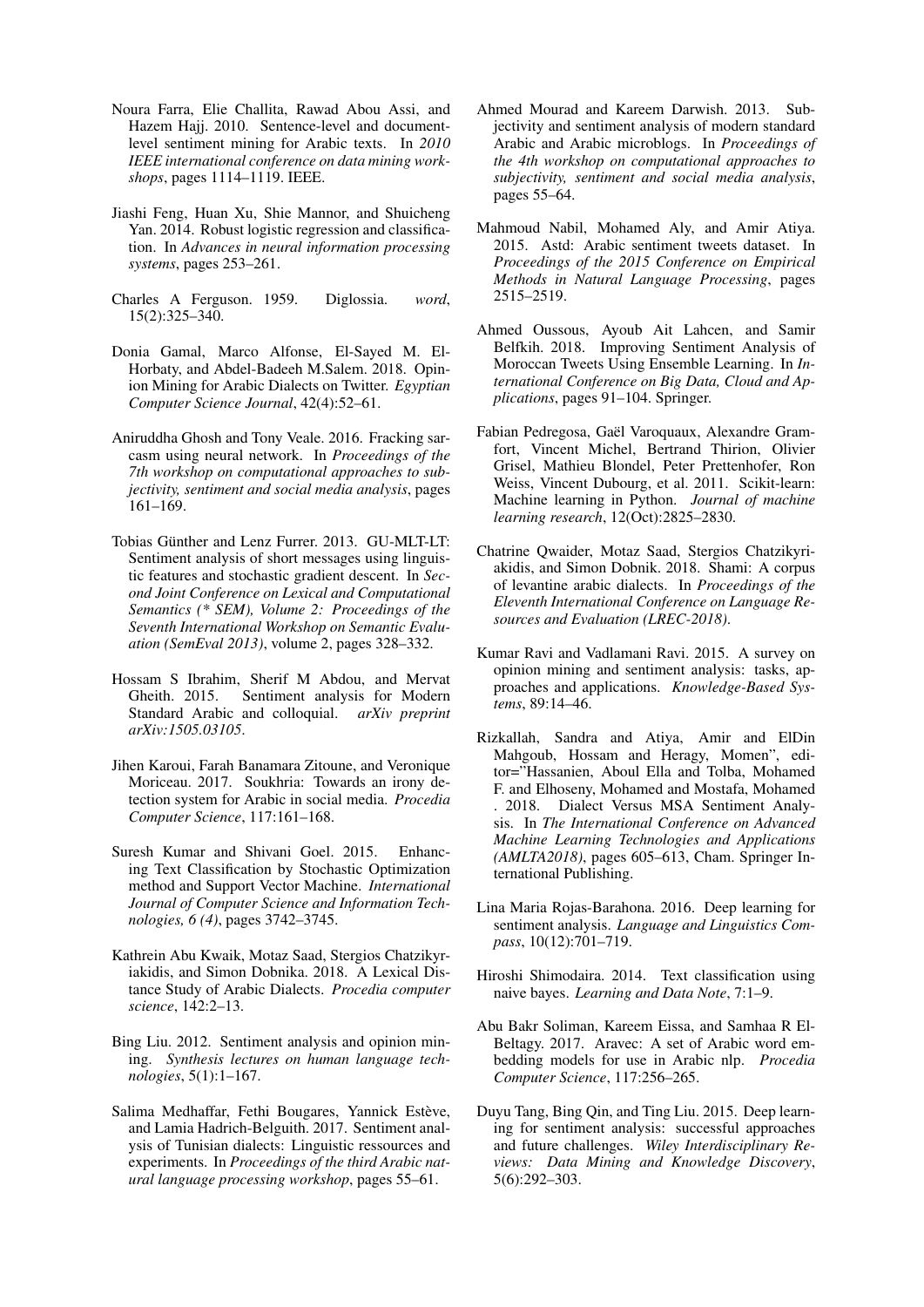Noura Farra, Elie Challita, Rawad Abou Assi, and Hazem Hajj. 2010. Sentence-level and document-level sentiment mining for Arabic texts. In *2010 IEEE international conference on data mining workshops*, pages 1114–1119. IEEE.

Jiashi Feng, Huan Xu, Shie Mannor, and Shuicheng Yan. 2014. Robust logistic regression and classification. In *Advances in neural information processing systems*, pages 253–261.

Charles A Ferguson. 1959. Diglossia. *word*, 15(2):325–340.

Donia Gamal, Marco Alfonse, El-Sayed M. El-Horbaty, and Abdel-Badeeh M.Salem. 2018. Opinion Mining for Arabic Dialects on Twitter. *Egyptian Computer Science Journal*, 42(4):52–61.

Aniruddha Ghosh and Tony Veale. 2016. Fracking sarcasm using neural network. In *Proceedings of the 7th workshop on computational approaches to subjectivity, sentiment and social media analysis*, pages 161–169.

Tobias Günther and Lenz Furrer. 2013. GU-MLT-LT: Sentiment analysis of short messages using linguistic features and stochastic gradient descent. In *Second Joint Conference on Lexical and Computational Semantics (* SEM), Volume 2: Proceedings of the Seventh International Workshop on Semantic Evaluation (SemEval 2013)*, volume 2, pages 328–332.

Hossam S Ibrahim, Sherif M Abdou, and Mervat Gheith. 2015. Sentiment analysis for Modern Standard Arabic and colloquial. *arXiv preprint arXiv:1505.03105*.

Jihen Karoui, Farah Banamara Zitoune, and Veronique Moriceau. 2017. Soukhria: Towards an irony detection system for Arabic in social media. *Procedia Computer Science*, 117:161–168.

Suresh Kumar and Shivani Goel. 2015. Enhancing Text Classification by Stochastic Optimization method and Support Vector Machine. *International Journal of Computer Science and Information Technologies, 6 (4)*, pages 3742–3745.

Kathrein Abu Kwaik, Motaz Saad, Stergios Chatzikyriakidis, and Simon Dobnika. 2018. A Lexical Distance Study of Arabic Dialects. *Procedia computer science*, 142:2–13.

Bing Liu. 2012. Sentiment analysis and opinion mining. *Synthesis lectures on human language technologies*, 5(1):1–167.

Salima Medhaffar, Fethi Bougares, Yannick Estève, and Lamia Hadrich-Belguith. 2017. Sentiment analysis of Tunisian dialects: Linguistic ressources and experiments. In *Proceedings of the third Arabic natural language processing workshop*, pages 55–61.

Ahmed Mourad and Kareem Darwish. 2013. Subjectivity and sentiment analysis of modern standard Arabic and Arabic microblogs. In *Proceedings of the 4th workshop on computational approaches to subjectivity, sentiment and social media analysis*, pages 55–64.

Mahmoud Nabil, Mohamed Aly, and Amir Atiya. 2015. Astd: Arabic sentiment tweets dataset. In *Proceedings of the 2015 Conference on Empirical Methods in Natural Language Processing*, pages 2515–2519.

Ahmed Oussous, Ayoub Ait Lahcen, and Samir Belfkih. 2018. Improving Sentiment Analysis of Moroccan Tweets Using Ensemble Learning. In *International Conference on Big Data, Cloud and Applications*, pages 91–104. Springer.

Fabian Pedregosa, Gaël Varoquaux, Alexandre Gramfort, Vincent Michel, Bertrand Thirion, Olivier Grisel, Mathieu Blondel, Peter Prettenhofer, Ron Weiss, Vincent Dubourg, et al. 2011. Scikit-learn: Machine learning in Python. *Journal of machine learning research*, 12(Oct):2825–2830.

Chatrine Qwaider, Motaz Saad, Stergios Chatzikyriakidis, and Simon Dobnik. 2018. Shami: A corpus of levantine arabic dialects. In *Proceedings of the Eleventh International Conference on Language Resources and Evaluation (LREC-2018)*.

Kumar Ravi and Vadlamani Ravi. 2015. A survey on opinion mining and sentiment analysis: tasks, approaches and applications. *Knowledge-Based Systems*, 89:14–46.

Rizkallah, Sandra and Atiya, Amir and ElDin Mahgoub, Hossam and Heragy, Momen", editor="Hassanien, Aboul Ella and Tolba, Mohamed F. and Elhoseny, Mohamed and Mostafa, Mohamed . 2018. Dialect Versus MSA Sentiment Analysis. In *The International Conference on Advanced Machine Learning Technologies and Applications (AMLTA2018)*, pages 605–613, Cham. Springer International Publishing.

Lina Maria Rojas-Barahona. 2016. Deep learning for sentiment analysis. *Language and Linguistics Compass*, 10(12):701–719.

Hiroshi Shimodaira. 2014. Text classification using naive bayes. *Learning and Data Note*, 7:1–9.

Abu Bakr Soliman, Kareem Eissa, and Samhaa R El-Beltagy. 2017. Aravec: A set of Arabic word embedding models for use in Arabic nlp. *Procedia Computer Science*, 117:256–265.

Duyu Tang, Bing Qin, and Ting Liu. 2015. Deep learning for sentiment analysis: successful approaches and future challenges. *Wiley Interdisciplinary Reviews: Data Mining and Knowledge Discovery*, 5(6):292–303.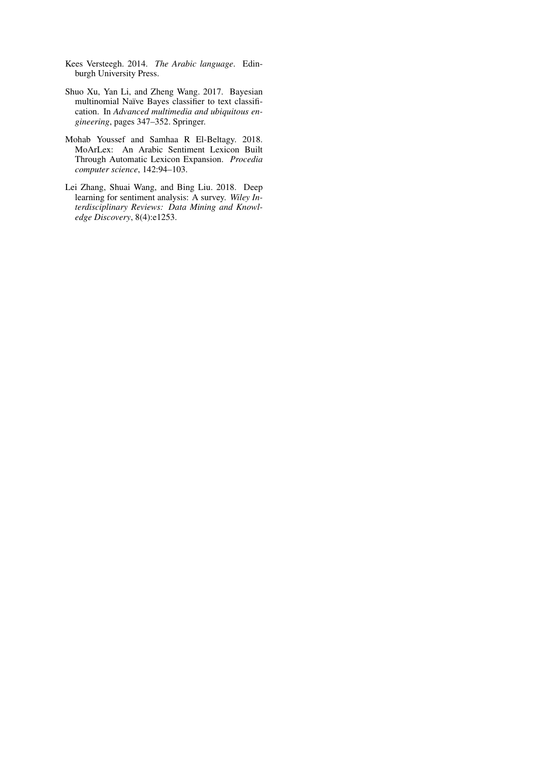Kees Versteegh. 2014. *The Arabic language*. Edinburgh University Press.

Shuo Xu, Yan Li, and Zheng Wang. 2017. Bayesian multinomial Naïve Bayes classifier to text classification. In *Advanced multimedia and ubiquitous engineering*, pages 347–352. Springer.

Mohab Youssef and Samhaa R El-Beltagy. 2018. MoArLex: An Arabic Sentiment Lexicon Built Through Automatic Lexicon Expansion. *Procedia computer science*, 142:94–103.

Lei Zhang, Shuai Wang, and Bing Liu. 2018. Deep learning for sentiment analysis: A survey. *Wiley Interdisciplinary Reviews: Data Mining and Knowledge Discovery*, 8(4):e1253.